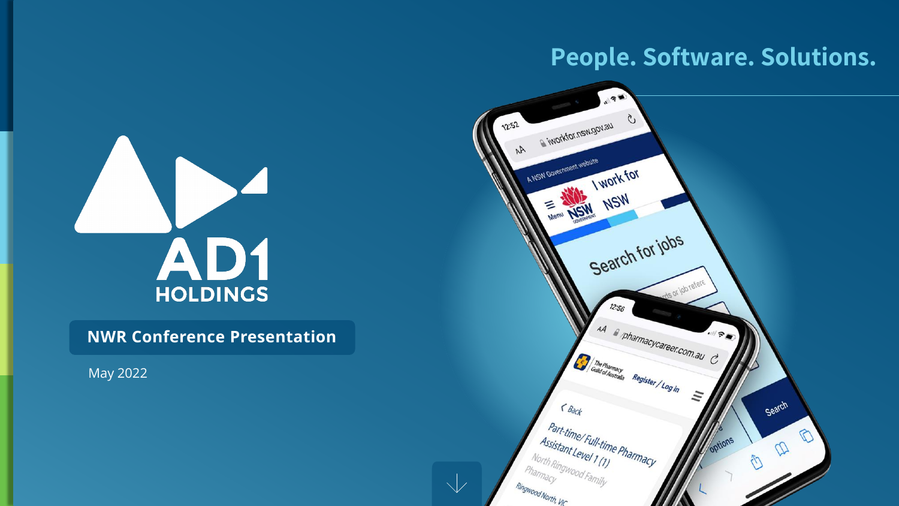People. Software. Solutions.

# AD1 HOLDINGS

## NWR Conference Presentation

May 2022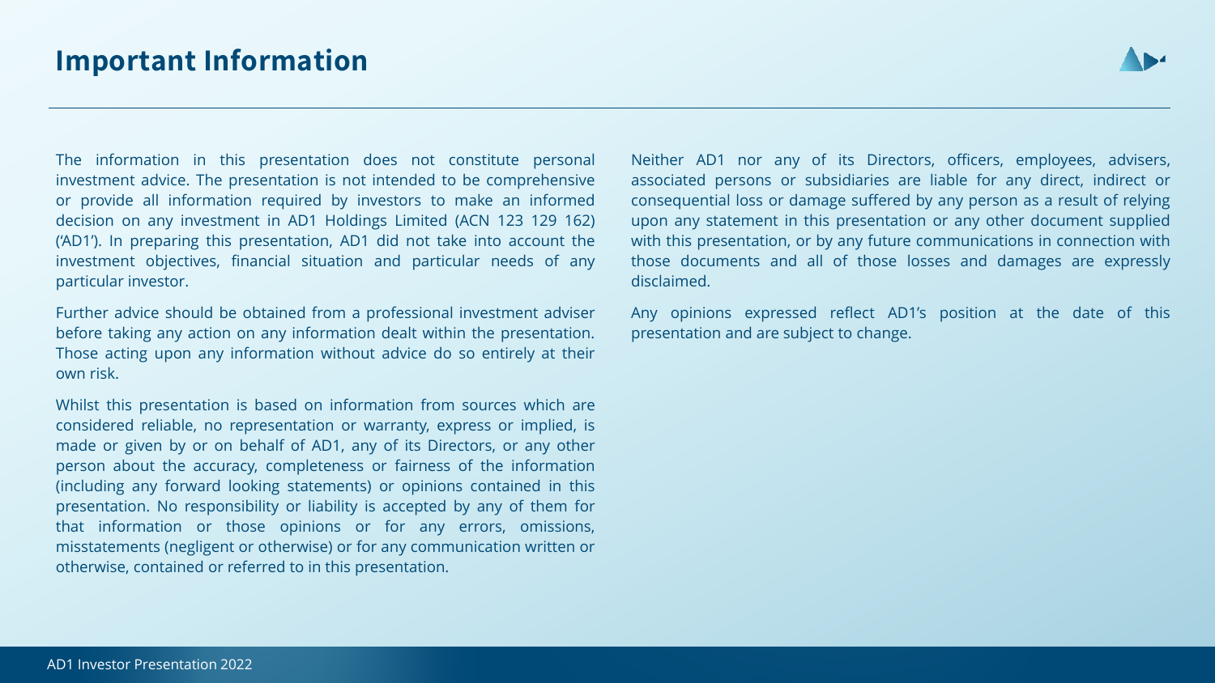# Important Information

The information in this presentation does not constitute personal investment advice. The presentation is not intended to be comprehensive or provide all information required by investors to make an informed decision on any investment in AD1 Holdings Limited (ACN 123 129 162) ('AD1'). In preparing this presentation, AD1 did not take into account the investment objectives, financial situation and particular needs of any particular investor.

Further advice should be obtained from a professional investment adviser before taking any action on any information dealt within the presentation. Those acting upon any information without advice do so entirely at their own risk.

Whilst this presentation is based on information from sources which are considered reliable, no representation or warranty, express or implied, is made or given by or on behalf of AD1, any of its Directors, or any other person about the accuracy, completeness or fairness of the information (including any forward looking statements) or opinions contained in this presentation. No responsibility or liability is accepted by any of them for that information or those opinions or for any errors, omissions, misstatements (negligent or otherwise) or for any communication written or otherwise, contained or referred to in this presentation.

Neither AD1 nor any of its Directors, officers, employees, advisers, associated persons or subsidiaries are liable for any direct, indirect or consequential loss or damage suffered by any person as a result of relying upon any statement in this presentation or any other document supplied with this presentation, or by any future communications in connection with those documents and all of those losses and damages are expressly disclaimed.

Any opinions expressed reflect AD1's position at the date of this presentation and are subject to change.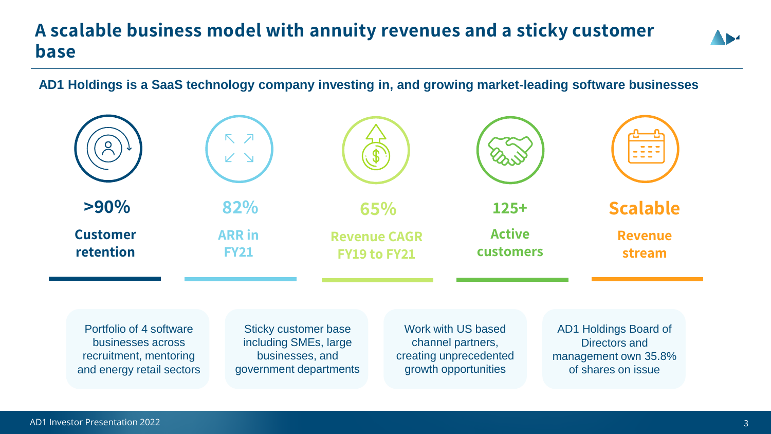# A scalable business model with annuity revenues and a sticky customer base

**AD1 Holdings is a SaaS technology company investing in, and growing market-leading software businesses**

**>90%**
**Customer retention**

**82%**
**ARR in FY21**

**65%**
**Revenue CAGR FY19 to FY21**

**125+**
**Active customers**

**Scalable**
**Revenue stream**

Portfolio of 4 software businesses across recruitment, mentoring and energy retail sectors

Sticky customer base including SMEs, large businesses, and government departments

Work with US based channel partners, creating unprecedented growth opportunities

AD1 Holdings Board of Directors and management own 35.8% of shares on issue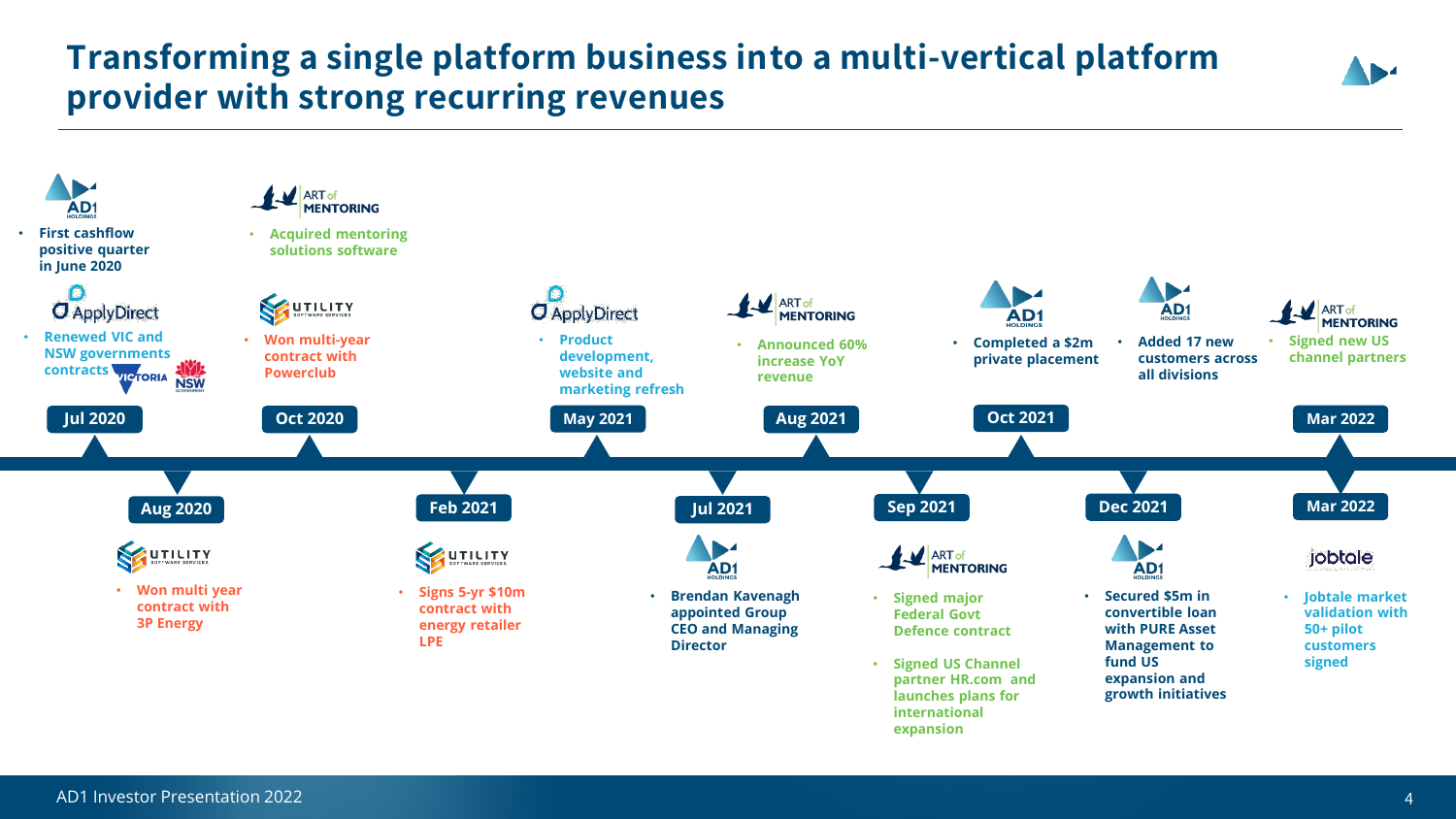# Transforming a single platform business into a multi-vertical platform provider with strong recurring revenues

### Jul 2020

**AD1**
- First cashflow positive quarter in June 2020

**ApplyDirect**
- Renewed VIC and NSW governments contracts

### Aug 2020

**Utility Software Services**
- Won multi year contract with 3P Energy

### Oct 2020

**Art of Mentoring**
- Acquired mentoring solutions software

**Utility Software Services**
- Won multi-year contract with Powerclub

### Feb 2021

**Utility Software Services**
- Signs 5-yr $10m contract with energy retailer LPE

### May 2021

**ApplyDirect**
- Product development, website and marketing refresh

### Jul 2021

**AD1**
- Brendan Kavenagh appointed Group CEO and Managing Director

### Aug 2021

**Art of Mentoring**
- Announced 60% increase YoY revenue

### Sep 2021

**Art of Mentoring**
- Signed major Federal Govt Defence contract
- Signed US Channel partner HR.com and launches plans for international expansion

### Oct 2021

**AD1**
- Completed a $2m private placement

### Dec 2021

**AD1**
- Added 17 new customers across all divisions
- Secured $5m in convertible loan with PURE Asset Management to fund US expansion and growth initiatives

### Mar 2022

**Art of Mentoring**
- Signed new US channel partners

### Mar 2022

**jobtale**
- Jobtale market validation with 50+ pilot customers signed

AD1 Investor Presentation 2022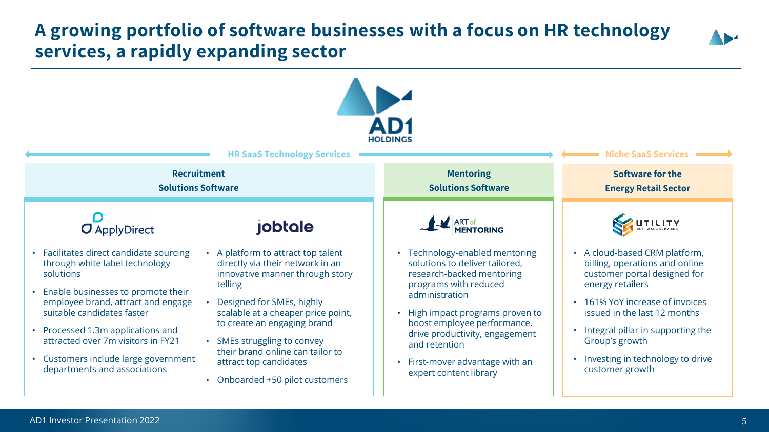# A growing portfolio of software businesses with a focus on HR technology services, a rapidly expanding sector

AD1 HOLDINGS

## HR SaaS Technology Services

### Recruitment Solutions Software

**ApplyDirect**

- Facilitates direct candidate sourcing through white label technology solutions
- Enable businesses to promote their employee brand, attract and engage suitable candidates faster
- Processed 1.3m applications and attracted over 7m visitors in FY21
- Customers include large government departments and associations

**jobtale**

- A platform to attract top talent directly via their network in an innovative manner through story telling
- Designed for SMEs, highly scalable at a cheaper price point, to create an engaging brand
- SMEs struggling to convey their brand online can tailor to attract top candidates
- Onboarded +50 pilot customers

### Mentoring Solutions Software

**ART of MENTORING**

- Technology-enabled mentoring solutions to deliver tailored, research-backed mentoring programs with reduced administration
- High impact programs proven to boost employee performance, drive productivity, engagement and retention
- First-mover advantage with an expert content library

## Niche SaaS Services

### Software for the Energy Retail Sector

**UTILITY SOFTWARE SERVICES**

- A cloud-based CRM platform, billing, operations and online customer portal designed for energy retailers
- 161% YoY increase of invoices issued in the last 12 months
- Integral pillar in supporting the Group's growth
- Investing in technology to drive customer growth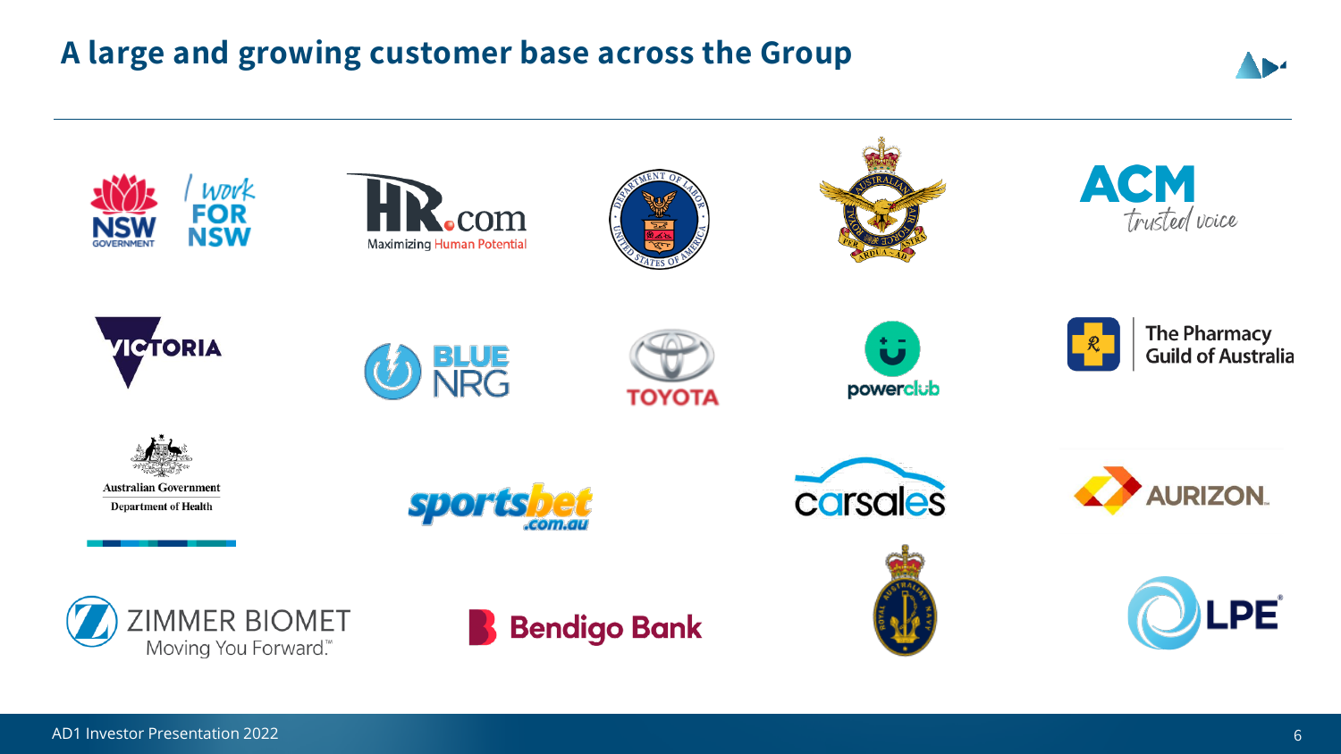# A large and growing customer base across the Group

NSW Government | I work FOR NSW

HR.com Maximizing Human Potential

Department of Labor, United States of America

Royal Australian Air Force

ACM trusted voice

Victoria

Blue NRG

Toyota

powerclub

The Pharmacy Guild of Australia

Australian Government Department of Health

sportsbet.com.au

carsales

Aurizon

Zimmer Biomet Moving You Forward.™

Bendigo Bank

Royal Australian Navy

LPE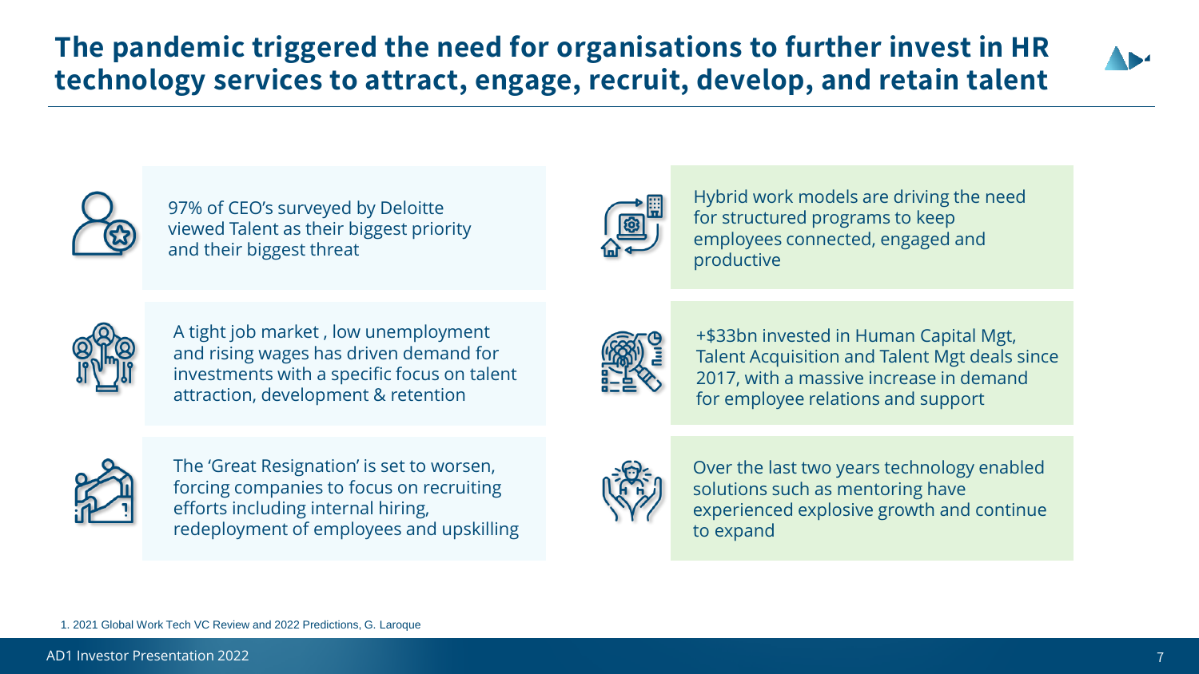# The pandemic triggered the need for organisations to further invest in HR technology services to attract, engage, recruit, develop, and retain talent

- 97% of CEO's surveyed by Deloitte viewed Talent as their biggest priority and their biggest threat

- A tight job market , low unemployment and rising wages has driven demand for investments with a specific focus on talent attraction, development & retention

- The 'Great Resignation' is set to worsen, forcing companies to focus on recruiting efforts including internal hiring, redeployment of employees and upskilling

- Hybrid work models are driving the need for structured programs to keep employees connected, engaged and productive

- +$33bn invested in Human Capital Mgt, Talent Acquisition and Talent Mgt deals since 2017, with a massive increase in demand for employee relations and support

- Over the last two years technology enabled solutions such as mentoring have experienced explosive growth and continue to expand

1. 2021 Global Work Tech VC Review and 2022 Predictions, G. Laroque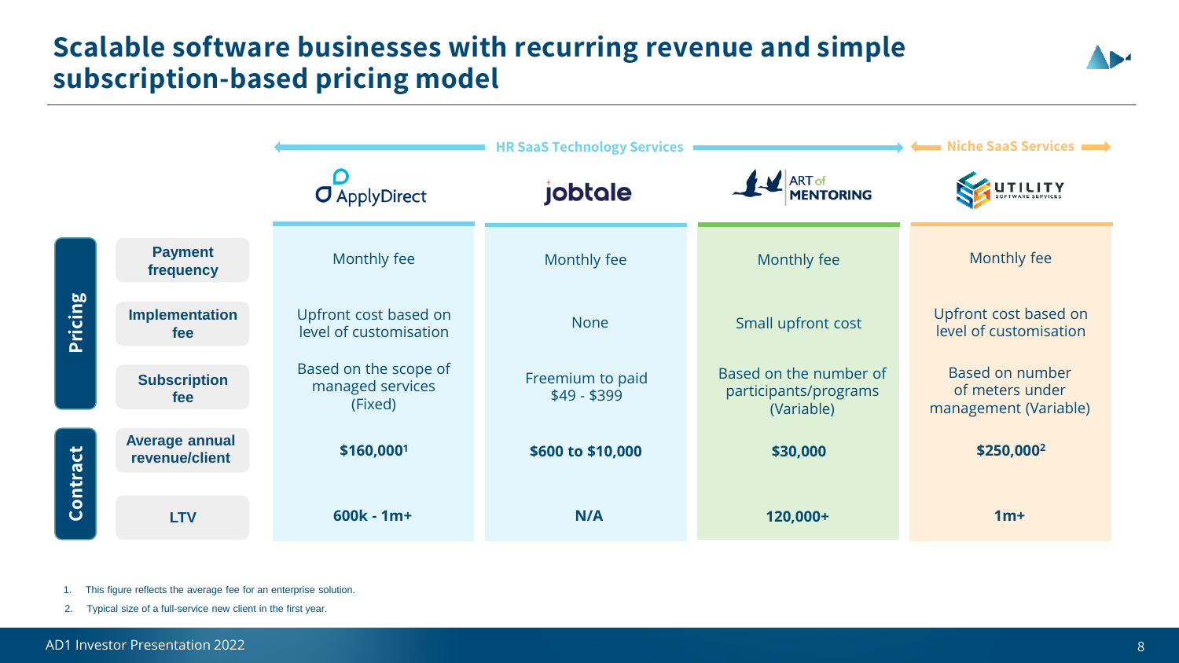# Scalable software businesses with recurring revenue and simple subscription-based pricing model

| | | HR SaaS Technology Services | | | Niche SaaS Services |
|---|---|---|---|---|---|
| | | ApplyDirect | jobtale | ART of MENTORING | UTILITY SOFTWARE SERVICES |
| **Pricing** | **Payment frequency** | Monthly fee | Monthly fee | Monthly fee | Monthly fee |
| | **Implementation fee** | Upfront cost based on level of customisation | None | Small upfront cost | Upfront cost based on level of customisation |
| | **Subscription fee** | Based on the scope of managed services (Fixed) | Freemium to paid $49 - $399 | Based on the number of participants/programs (Variable) | Based on number of meters under management (Variable) |
| **Contract** | **Average annual revenue/client** | **$160,000[1]** | **$600 to $10,000** | **$30,000** | **$250,000[2]** |
| | **LTV** | **600k - 1m+** | **N/A** | **120,000+** | **1m+** |

1. This figure reflects the average fee for an enterprise solution.
2. Typical size of a full-service new client in the first year.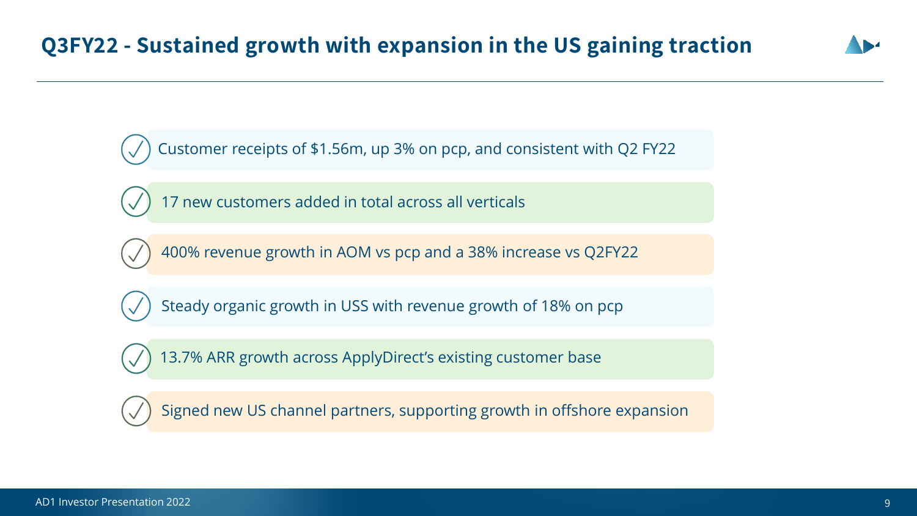# Q3FY22 - Sustained growth with expansion in the US gaining traction

- Customer receipts of $1.56m, up 3% on pcp, and consistent with Q2 FY22
- 17 new customers added in total across all verticals
- 400% revenue growth in AOM vs pcp and a 38% increase vs Q2FY22
- Steady organic growth in USS with revenue growth of 18% on pcp
- 13.7% ARR growth across ApplyDirect's existing customer base
- Signed new US channel partners, supporting growth in offshore expansion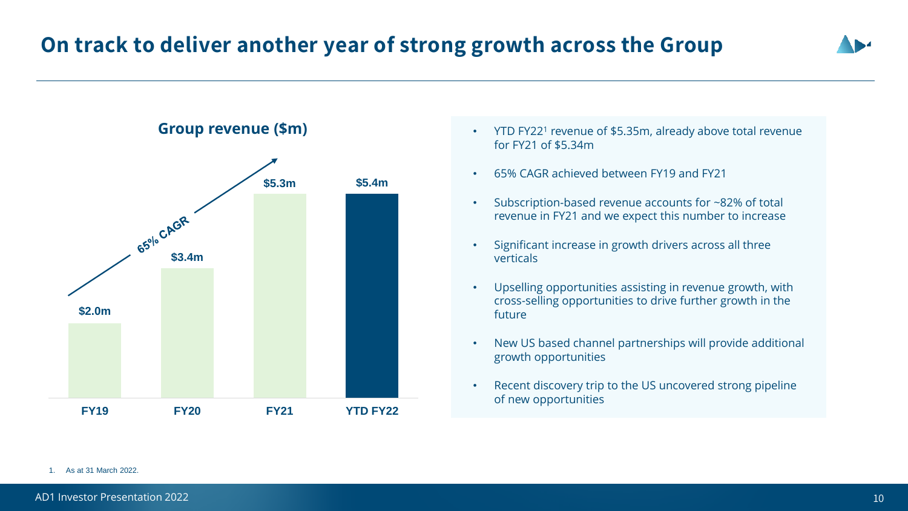# On track to deliver another year of strong growth across the Group

## Group revenue ($m)

| | FY19 | FY20 | FY21 | YTD FY22 |
|---|---|---|---|---|
| Group revenue | $2.0m | $3.4m | $5.3m | $5.4m |

65% CAGR

- YTD FY22[1] revenue of $5.35m, already above total revenue for FY21 of $5.34m
- 65% CAGR achieved between FY19 and FY21
- Subscription-based revenue accounts for ~82% of total revenue in FY21 and we expect this number to increase
- Significant increase in growth drivers across all three verticals
- Upselling opportunities assisting in revenue growth, with cross-selling opportunities to drive further growth in the future
- New US based channel partnerships will provide additional growth opportunities
- Recent discovery trip to the US uncovered strong pipeline of new opportunities

1. As at 31 March 2022.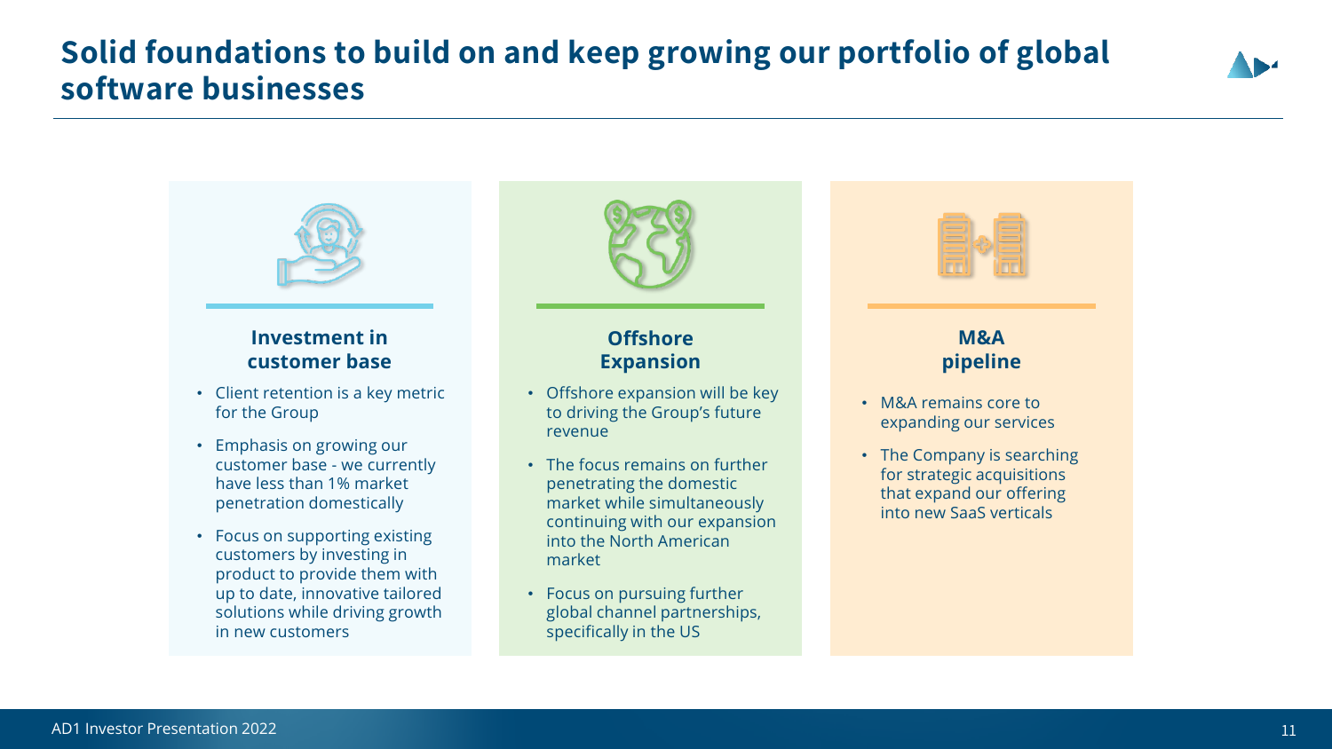# Solid foundations to build on and keep growing our portfolio of global software businesses

### Investment in customer base

- Client retention is a key metric for the Group
- Emphasis on growing our customer base - we currently have less than 1% market penetration domestically
- Focus on supporting existing customers by investing in product to provide them with up to date, innovative tailored solutions while driving growth in new customers

### Offshore Expansion

- Offshore expansion will be key to driving the Group's future revenue
- The focus remains on further penetrating the domestic market while simultaneously continuing with our expansion into the North American market
- Focus on pursuing further global channel partnerships, specifically in the US

### M&A pipeline

- M&A remains core to expanding our services
- The Company is searching for strategic acquisitions that expand our offering into new SaaS verticals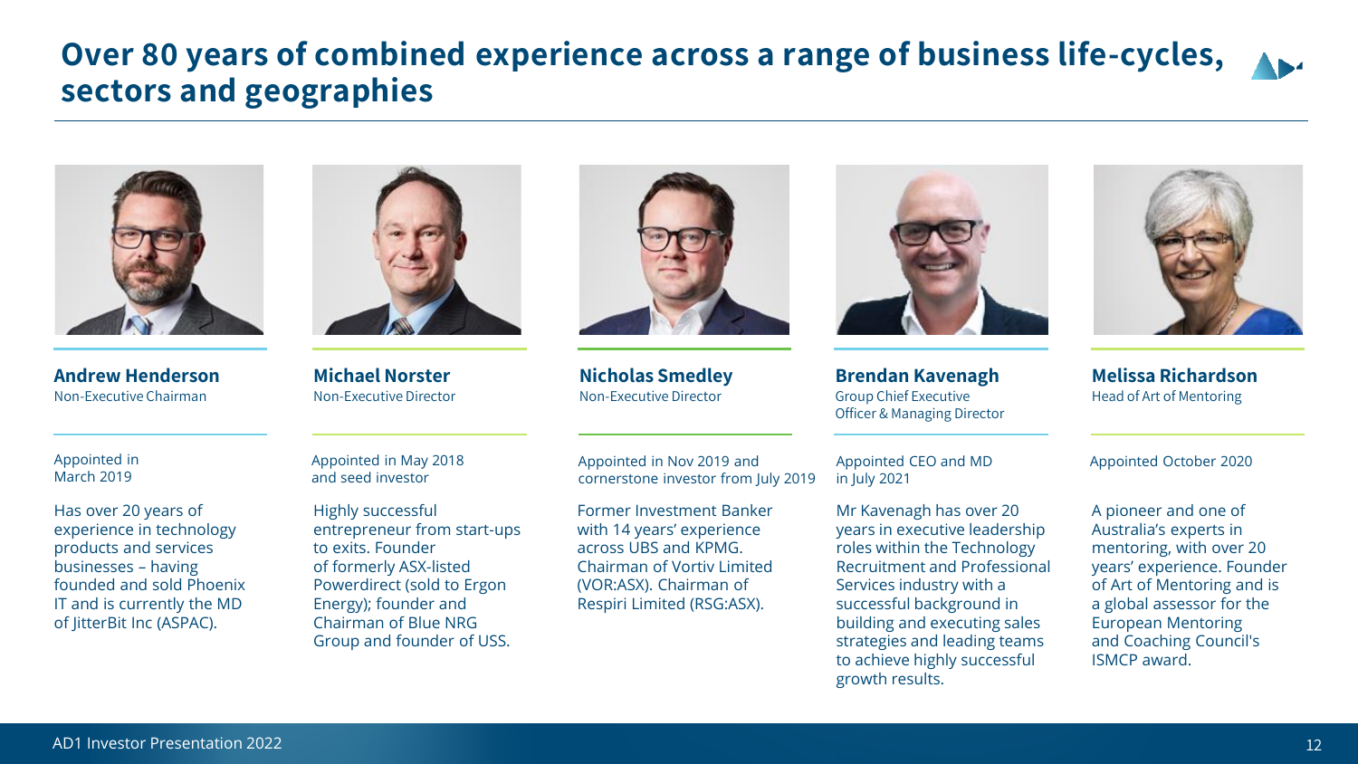# Over 80 years of combined experience across a range of business life-cycles, sectors and geographies

### Andrew Henderson
Non-Executive Chairman

Appointed in March 2019

Has over 20 years of experience in technology products and services businesses – having founded and sold Phoenix IT and is currently the MD of JitterBit Inc (ASPAC).

### Michael Norster
Non-Executive Director

Appointed in May 2018 and seed investor

Highly successful entrepreneur from start-ups to exits. Founder of formerly ASX-listed Powerdirect (sold to Ergon Energy); founder and Chairman of Blue NRG Group and founder of USS.

### Nicholas Smedley
Non-Executive Director

Appointed in Nov 2019 and cornerstone investor from July 2019

Former Investment Banker with 14 years' experience across UBS and KPMG. Chairman of Vortiv Limited (VOR:ASX). Chairman of Respiri Limited (RSG:ASX).

### Brendan Kavenagh
Group Chief Executive Officer & Managing Director

Appointed CEO and MD in July 2021

Mr Kavenagh has over 20 years in executive leadership roles within the Technology Recruitment and Professional Services industry with a successful background in building and executing sales strategies and leading teams to achieve highly successful growth results.

### Melissa Richardson
Head of Art of Mentoring

Appointed October 2020

A pioneer and one of Australia's experts in mentoring, with over 20 years' experience. Founder of Art of Mentoring and is a global assessor for the European Mentoring and Coaching Council's ISMCP award.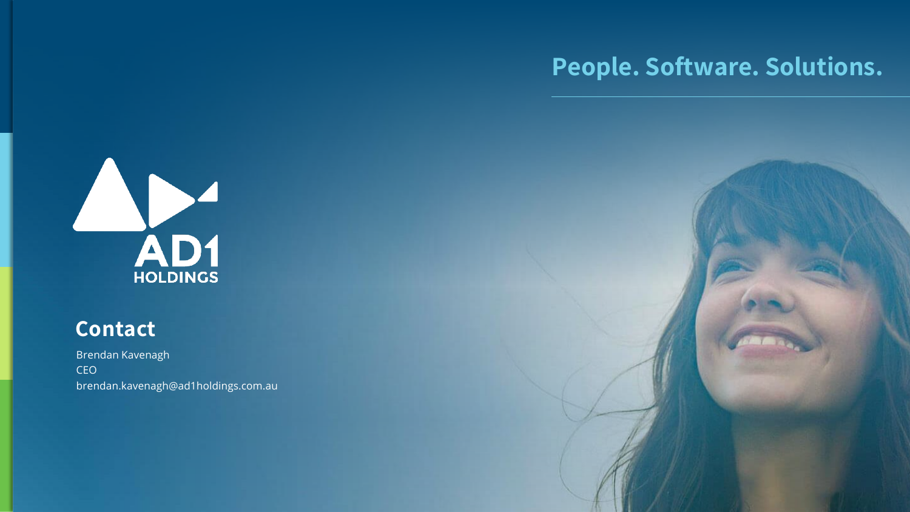People. Software. Solutions.

AD1 HOLDINGS

## Contact

Brendan Kavenagh
CEO
brendan.kavenagh@ad1holdings.com.au